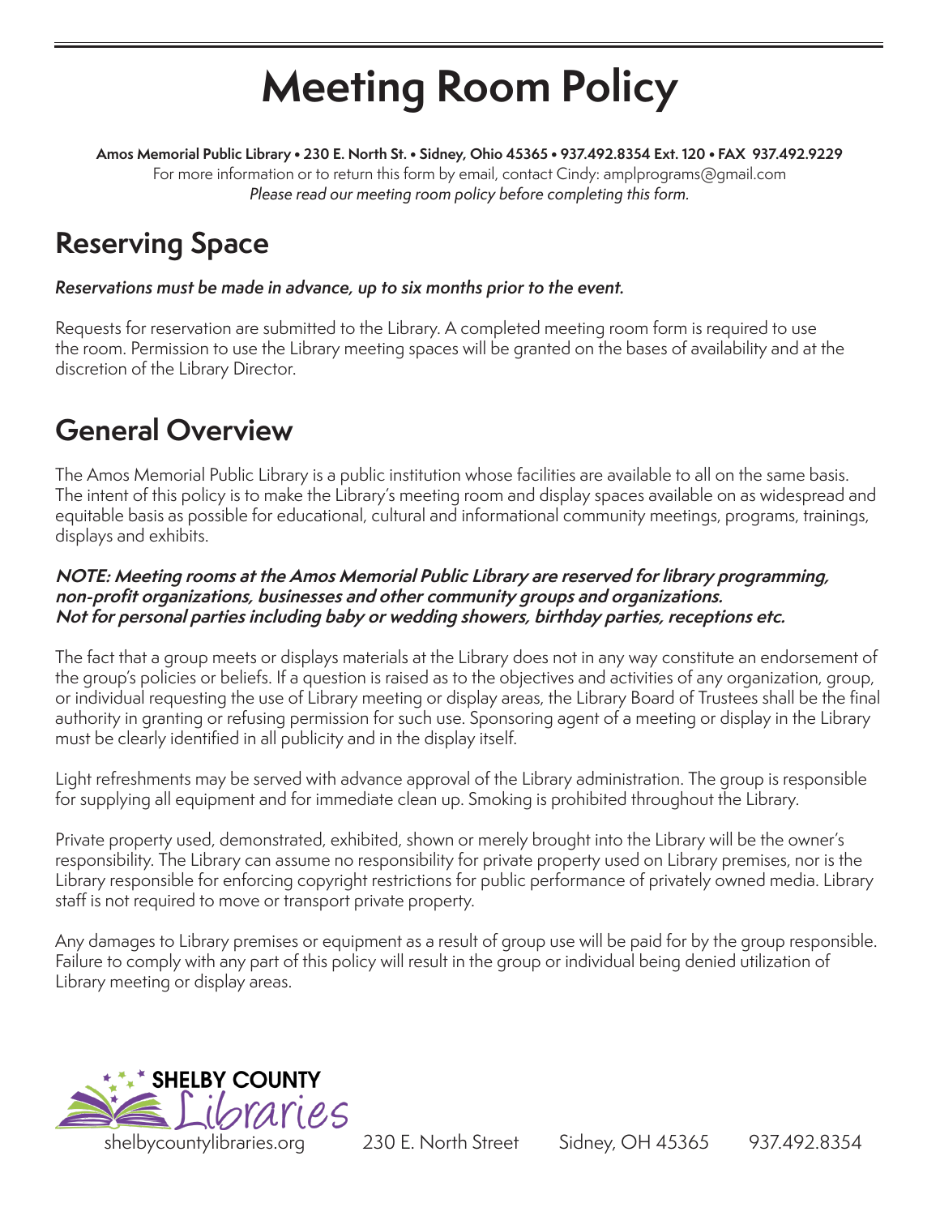# Meeting Room Policy

**Amos Memorial Public Library • 230 E. North St. • Sidney, Ohio 45365 • 937.492.8354 Ext. 120 • FAX 937.492.9229**
For more information or to return this form by email, contact Cindy: amplprograms@gmail.com
*Please read our meeting room policy before completing this form.*

## Reserving Space

***Reservations must be made in advance, up to six months prior to the event.***

Requests for reservation are submitted to the Library. A completed meeting room form is required to use the room. Permission to use the Library meeting spaces will be granted on the bases of availability and at the discretion of the Library Director.

## General Overview

The Amos Memorial Public Library is a public institution whose facilities are available to all on the same basis. The intent of this policy is to make the Library's meeting room and display spaces available on as widespread and equitable basis as possible for educational, cultural and informational community meetings, programs, trainings, displays and exhibits.

***NOTE: Meeting rooms at the Amos Memorial Public Library are reserved for library programming, non-profit organizations, businesses and other community groups and organizations. Not for personal parties including baby or wedding showers, birthday parties, receptions etc.***

The fact that a group meets or displays materials at the Library does not in any way constitute an endorsement of the group's policies or beliefs. If a question is raised as to the objectives and activities of any organization, group, or individual requesting the use of Library meeting or display areas, the Library Board of Trustees shall be the final authority in granting or refusing permission for such use. Sponsoring agent of a meeting or display in the Library must be clearly identified in all publicity and in the display itself.

Light refreshments may be served with advance approval of the Library administration. The group is responsible for supplying all equipment and for immediate clean up. Smoking is prohibited throughout the Library.

Private property used, demonstrated, exhibited, shown or merely brought into the Library will be the owner's responsibility. The Library can assume no responsibility for private property used on Library premises, nor is the Library responsible for enforcing copyright restrictions for public performance of privately owned media. Library staff is not required to move or transport private property.

Any damages to Library premises or equipment as a result of group use will be paid for by the group responsible. Failure to comply with any part of this policy will result in the group or individual being denied utilization of Library meeting or display areas.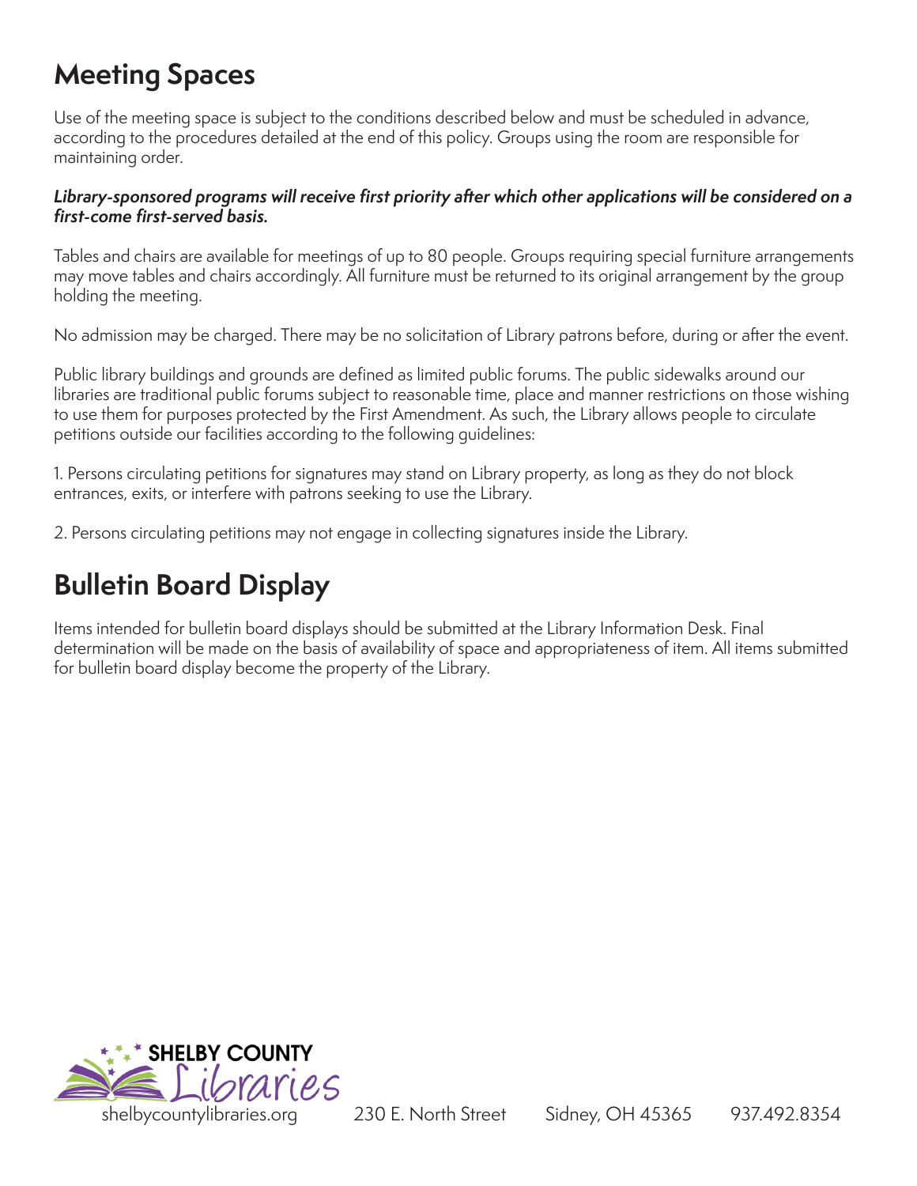## Meeting Spaces

Use of the meeting space is subject to the conditions described below and must be scheduled in advance, according to the procedures detailed at the end of this policy. Groups using the room are responsible for maintaining order.

***Library-sponsored programs will receive first priority after which other applications will be considered on a first-come first-served basis.***

Tables and chairs are available for meetings of up to 80 people. Groups requiring special furniture arrangements may move tables and chairs accordingly. All furniture must be returned to its original arrangement by the group holding the meeting.

No admission may be charged. There may be no solicitation of Library patrons before, during or after the event.

Public library buildings and grounds are defined as limited public forums. The public sidewalks around our libraries are traditional public forums subject to reasonable time, place and manner restrictions on those wishing to use them for purposes protected by the First Amendment. As such, the Library allows people to circulate petitions outside our facilities according to the following guidelines:

1. Persons circulating petitions for signatures may stand on Library property, as long as they do not block entrances, exits, or interfere with patrons seeking to use the Library.

2. Persons circulating petitions may not engage in collecting signatures inside the Library.

## Bulletin Board Display

Items intended for bulletin board displays should be submitted at the Library Information Desk. Final determination will be made on the basis of availability of space and appropriateness of item. All items submitted for bulletin board display become the property of the Library.